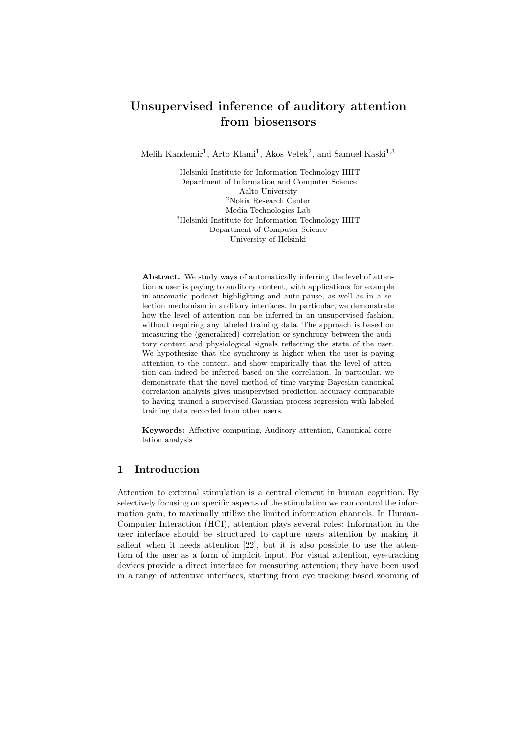# Unsupervised inference of auditory attention from biosensors

Melih Kandemir[1], Arto Klami[1], Akos Vetek[2], and Samuel Kaski[1,3]

[1]Helsinki Institute for Information Technology HIIT
Department of Information and Computer Science
Aalto University
[2]Nokia Research Center
Media Technologies Lab
[3]Helsinki Institute for Information Technology HIIT
Department of Computer Science
University of Helsinki

**Abstract.** We study ways of automatically inferring the level of attention a user is paying to auditory content, with applications for example in automatic podcast highlighting and auto-pause, as well as in a selection mechanism in auditory interfaces. In particular, we demonstrate how the level of attention can be inferred in an unsupervised fashion, without requiring any labeled training data. The approach is based on measuring the (generalized) correlation or synchrony between the auditory content and physiological signals reflecting the state of the user. We hypothesize that the synchrony is higher when the user is paying attention to the content, and show empirically that the level of attention can indeed be inferred based on the correlation. In particular, we demonstrate that the novel method of time-varying Bayesian canonical correlation analysis gives unsupervised prediction accuracy comparable to having trained a supervised Gaussian process regression with labeled training data recorded from other users.

**Keywords:** Affective computing, Auditory attention, Canonical correlation analysis

## 1 Introduction

Attention to external stimulation is a central element in human cognition. By selectively focusing on specific aspects of the stimulation we can control the information gain, to maximally utilize the limited information channels. In Human-Computer Interaction (HCI), attention plays several roles: Information in the user interface should be structured to capture users attention by making it salient when it needs attention [22], but it is also possible to use the attention of the user as a form of implicit input. For visual attention, eye-tracking devices provide a direct interface for measuring attention; they have been used in a range of attentive interfaces, starting from eye tracking based zooming of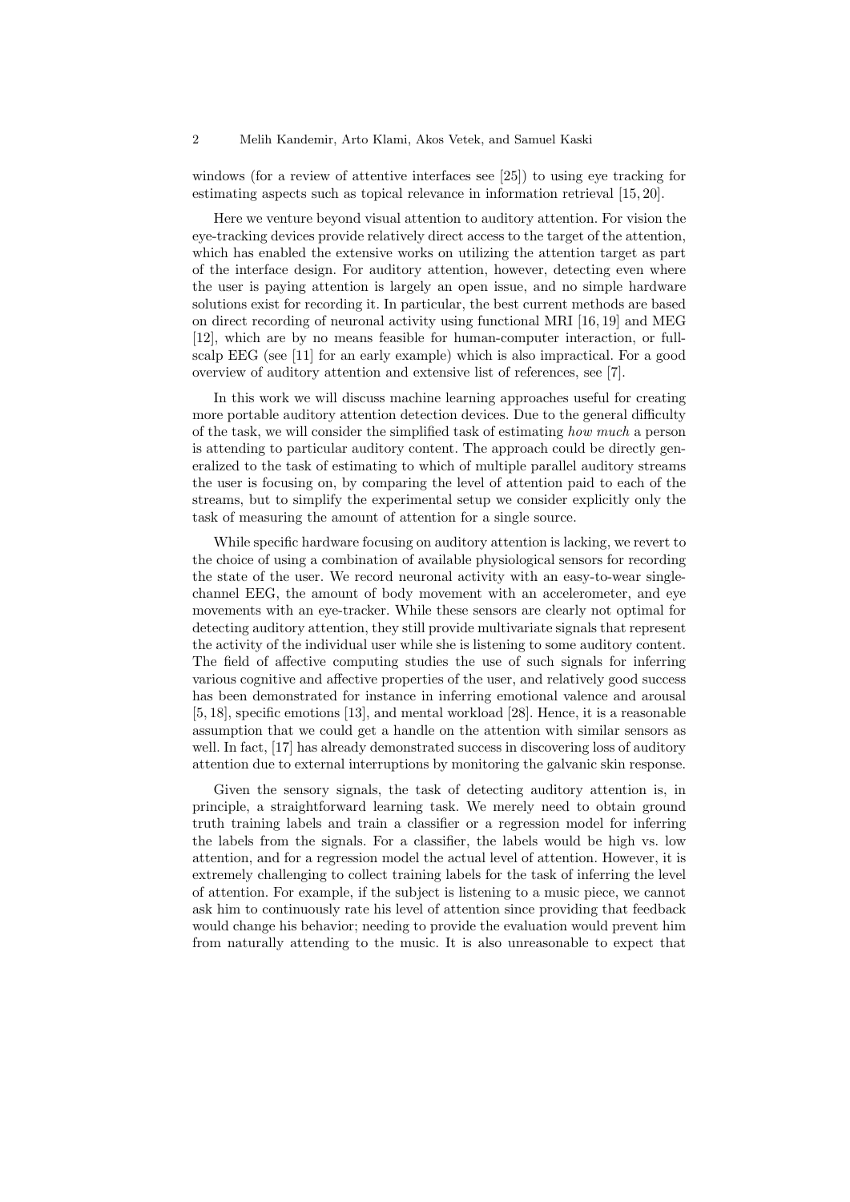windows (for a review of attentive interfaces see [25]) to using eye tracking for estimating aspects such as topical relevance in information retrieval [15, 20].

Here we venture beyond visual attention to auditory attention. For vision the eye-tracking devices provide relatively direct access to the target of the attention, which has enabled the extensive works on utilizing the attention target as part of the interface design. For auditory attention, however, detecting even where the user is paying attention is largely an open issue, and no simple hardware solutions exist for recording it. In particular, the best current methods are based on direct recording of neuronal activity using functional MRI [16, 19] and MEG [12], which are by no means feasible for human-computer interaction, or full-scalp EEG (see [11] for an early example) which is also impractical. For a good overview of auditory attention and extensive list of references, see [7].

In this work we will discuss machine learning approaches useful for creating more portable auditory attention detection devices. Due to the general difficulty of the task, we will consider the simplified task of estimating *how much* a person is attending to particular auditory content. The approach could be directly generalized to the task of estimating to which of multiple parallel auditory streams the user is focusing on, by comparing the level of attention paid to each of the streams, but to simplify the experimental setup we consider explicitly only the task of measuring the amount of attention for a single source.

While specific hardware focusing on auditory attention is lacking, we revert to the choice of using a combination of available physiological sensors for recording the state of the user. We record neuronal activity with an easy-to-wear single-channel EEG, the amount of body movement with an accelerometer, and eye movements with an eye-tracker. While these sensors are clearly not optimal for detecting auditory attention, they still provide multivariate signals that represent the activity of the individual user while she is listening to some auditory content. The field of affective computing studies the use of such signals for inferring various cognitive and affective properties of the user, and relatively good success has been demonstrated for instance in inferring emotional valence and arousal [5, 18], specific emotions [13], and mental workload [28]. Hence, it is a reasonable assumption that we could get a handle on the attention with similar sensors as well. In fact, [17] has already demonstrated success in discovering loss of auditory attention due to external interruptions by monitoring the galvanic skin response.

Given the sensory signals, the task of detecting auditory attention is, in principle, a straightforward learning task. We merely need to obtain ground truth training labels and train a classifier or a regression model for inferring the labels from the signals. For a classifier, the labels would be high vs. low attention, and for a regression model the actual level of attention. However, it is extremely challenging to collect training labels for the task of inferring the level of attention. For example, if the subject is listening to a music piece, we cannot ask him to continuously rate his level of attention since providing that feedback would change his behavior; needing to provide the evaluation would prevent him from naturally attending to the music. It is also unreasonable to expect that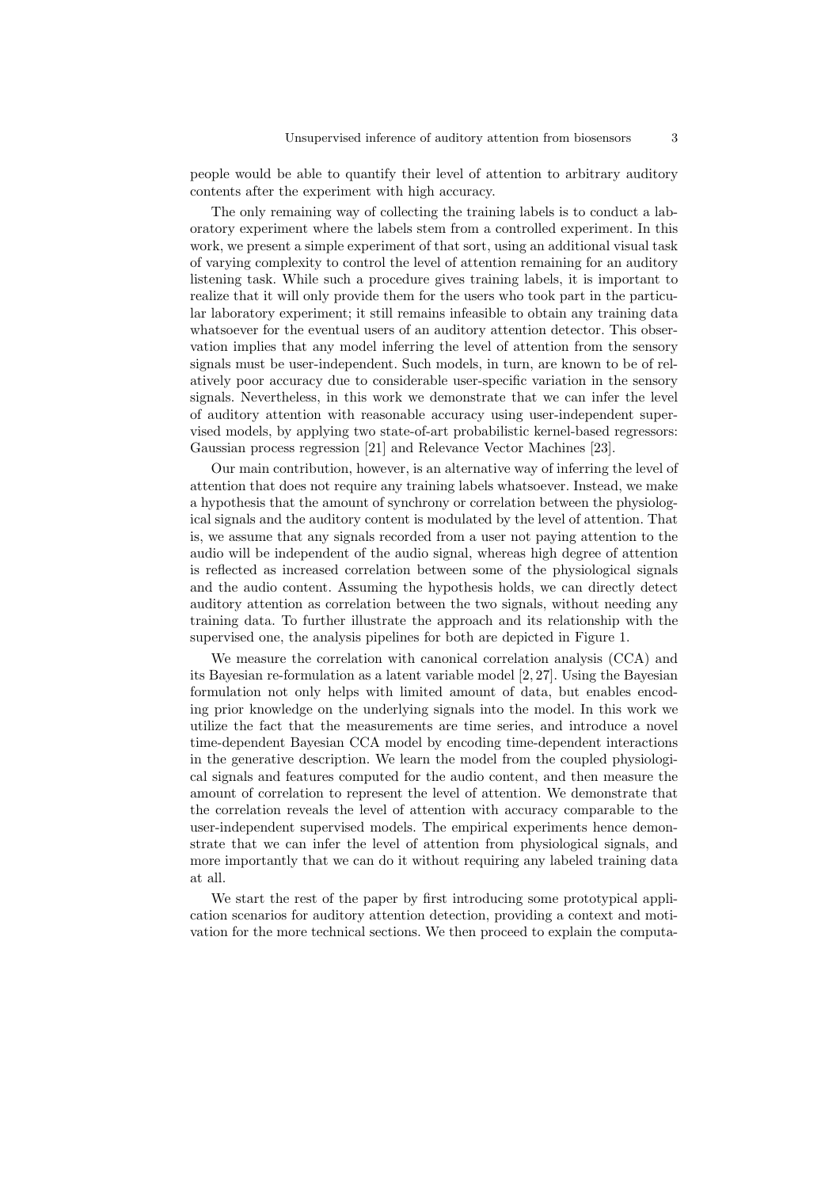people would be able to quantify their level of attention to arbitrary auditory contents after the experiment with high accuracy.

The only remaining way of collecting the training labels is to conduct a laboratory experiment where the labels stem from a controlled experiment. In this work, we present a simple experiment of that sort, using an additional visual task of varying complexity to control the level of attention remaining for an auditory listening task. While such a procedure gives training labels, it is important to realize that it will only provide them for the users who took part in the particular laboratory experiment; it still remains infeasible to obtain any training data whatsoever for the eventual users of an auditory attention detector. This observation implies that any model inferring the level of attention from the sensory signals must be user-independent. Such models, in turn, are known to be of relatively poor accuracy due to considerable user-specific variation in the sensory signals. Nevertheless, in this work we demonstrate that we can infer the level of auditory attention with reasonable accuracy using user-independent supervised models, by applying two state-of-art probabilistic kernel-based regressors: Gaussian process regression [21] and Relevance Vector Machines [23].

Our main contribution, however, is an alternative way of inferring the level of attention that does not require any training labels whatsoever. Instead, we make a hypothesis that the amount of synchrony or correlation between the physiological signals and the auditory content is modulated by the level of attention. That is, we assume that any signals recorded from a user not paying attention to the audio will be independent of the audio signal, whereas high degree of attention is reflected as increased correlation between some of the physiological signals and the audio content. Assuming the hypothesis holds, we can directly detect auditory attention as correlation between the two signals, without needing any training data. To further illustrate the approach and its relationship with the supervised one, the analysis pipelines for both are depicted in Figure 1.

We measure the correlation with canonical correlation analysis (CCA) and its Bayesian re-formulation as a latent variable model [2, 27]. Using the Bayesian formulation not only helps with limited amount of data, but enables encoding prior knowledge on the underlying signals into the model. In this work we utilize the fact that the measurements are time series, and introduce a novel time-dependent Bayesian CCA model by encoding time-dependent interactions in the generative description. We learn the model from the coupled physiological signals and features computed for the audio content, and then measure the amount of correlation to represent the level of attention. We demonstrate that the correlation reveals the level of attention with accuracy comparable to the user-independent supervised models. The empirical experiments hence demonstrate that we can infer the level of attention from physiological signals, and more importantly that we can do it without requiring any labeled training data at all.

We start the rest of the paper by first introducing some prototypical application scenarios for auditory attention detection, providing a context and motivation for the more technical sections. We then proceed to explain the computa-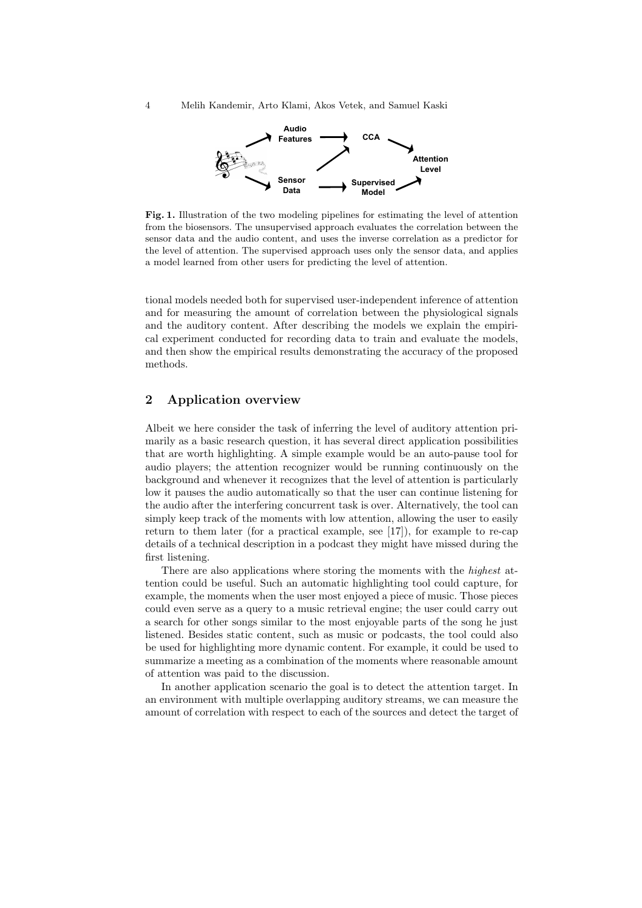Audio Features

CCA

Attention Level

Sensor Data

Supervised Model

**Fig. 1.** Illustration of the two modeling pipelines for estimating the level of attention from the biosensors. The unsupervised approach evaluates the correlation between the sensor data and the audio content, and uses the inverse correlation as a predictor for the level of attention. The supervised approach uses only the sensor data, and applies a model learned from other users for predicting the level of attention.

tional models needed both for supervised user-independent inference of attention and for measuring the amount of correlation between the physiological signals and the auditory content. After describing the models we explain the empirical experiment conducted for recording data to train and evaluate the models, and then show the empirical results demonstrating the accuracy of the proposed methods.

## 2 Application overview

Albeit we here consider the task of inferring the level of auditory attention primarily as a basic research question, it has several direct application possibilities that are worth highlighting. A simple example would be an auto-pause tool for audio players; the attention recognizer would be running continuously on the background and whenever it recognizes that the level of attention is particularly low it pauses the audio automatically so that the user can continue listening for the audio after the interfering concurrent task is over. Alternatively, the tool can simply keep track of the moments with low attention, allowing the user to easily return to them later (for a practical example, see [17]), for example to re-cap details of a technical description in a podcast they might have missed during the first listening.

There are also applications where storing the moments with the *highest* attention could be useful. Such an automatic highlighting tool could capture, for example, the moments when the user most enjoyed a piece of music. Those pieces could even serve as a query to a music retrieval engine; the user could carry out a search for other songs similar to the most enjoyable parts of the song he just listened. Besides static content, such as music or podcasts, the tool could also be used for highlighting more dynamic content. For example, it could be used to summarize a meeting as a combination of the moments where reasonable amount of attention was paid to the discussion.

In another application scenario the goal is to detect the attention target. In an environment with multiple overlapping auditory streams, we can measure the amount of correlation with respect to each of the sources and detect the target of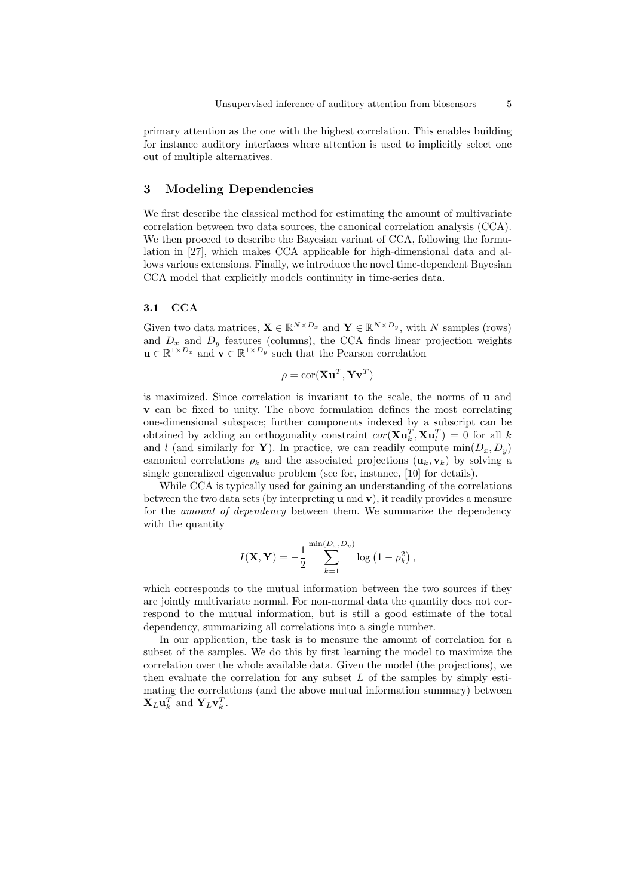primary attention as the one with the highest correlation. This enables building for instance auditory interfaces where attention is used to implicitly select one out of multiple alternatives.

## 3 Modeling Dependencies

We first describe the classical method for estimating the amount of multivariate correlation between two data sources, the canonical correlation analysis (CCA). We then proceed to describe the Bayesian variant of CCA, following the formulation in [27], which makes CCA applicable for high-dimensional data and allows various extensions. Finally, we introduce the novel time-dependent Bayesian CCA model that explicitly models continuity in time-series data.

### 3.1 CCA

Given two data matrices, $\mathbf{X} \in \mathbb{R}^{N \times D_x}$ and $\mathbf{Y} \in \mathbb{R}^{N \times D_y}$, with $N$ samples (rows) and $D_x$ and $D_y$ features (columns), the CCA finds linear projection weights $\mathbf{u} \in \mathbb{R}^{1 \times D_x}$ and $\mathbf{v} \in \mathbb{R}^{1 \times D_y}$ such that the Pearson correlation

$$\rho = \mathrm{cor}(\mathbf{X}\mathbf{u}^T, \mathbf{Y}\mathbf{v}^T)$$

is maximized. Since correlation is invariant to the scale, the norms of $\mathbf{u}$ and $\mathbf{v}$ can be fixed to unity. The above formulation defines the most correlating one-dimensional subspace; further components indexed by a subscript can be obtained by adding an orthogonality constraint $cor(\mathbf{X}\mathbf{u}_k^T, \mathbf{X}\mathbf{u}_l^T) = 0$ for all $k$ and $l$ (and similarly for $\mathbf{Y}$). In practice, we can readily compute $\min(D_x, D_y)$ canonical correlations $\rho_k$ and the associated projections $(\mathbf{u}_k, \mathbf{v}_k)$ by solving a single generalized eigenvalue problem (see for, instance, [10] for details).

While CCA is typically used for gaining an understanding of the correlations between the two data sets (by interpreting $\mathbf{u}$ and $\mathbf{v}$), it readily provides a measure for the *amount of dependency* between them. We summarize the dependency with the quantity

$$I(\mathbf{X}, \mathbf{Y}) = -\frac{1}{2} \sum_{k=1}^{\min(D_x, D_y)} \log\left(1 - \rho_k^2\right),$$

which corresponds to the mutual information between the two sources if they are jointly multivariate normal. For non-normal data the quantity does not correspond to the mutual information, but is still a good estimate of the total dependency, summarizing all correlations into a single number.

In our application, the task is to measure the amount of correlation for a subset of the samples. We do this by first learning the model to maximize the correlation over the whole available data. Given the model (the projections), we then evaluate the correlation for any subset $L$ of the samples by simply estimating the correlations (and the above mutual information summary) between $\mathbf{X}_L\mathbf{u}_k^T$ and $\mathbf{Y}_L\mathbf{v}_k^T$.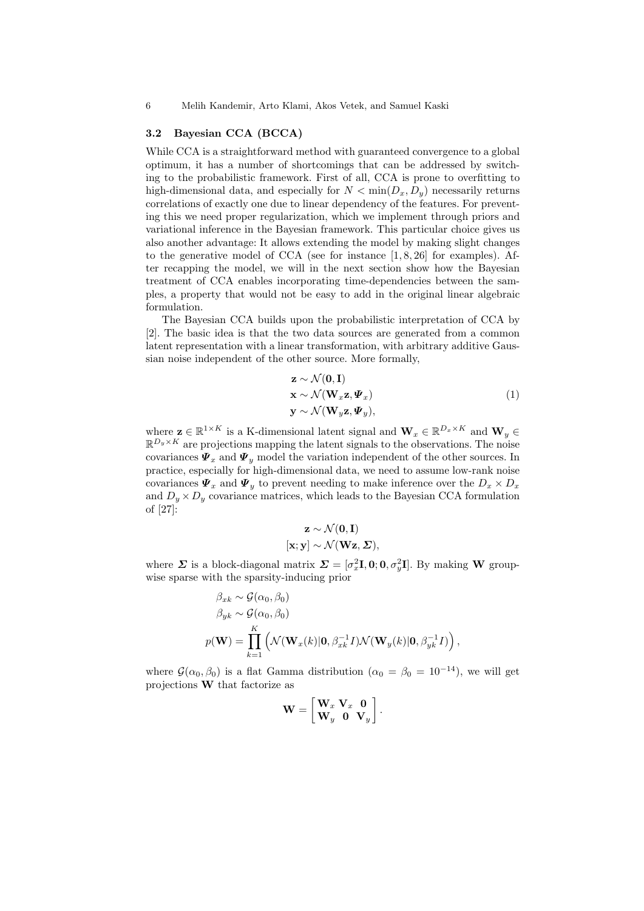### 3.2 Bayesian CCA (BCCA)

While CCA is a straightforward method with guaranteed convergence to a global optimum, it has a number of shortcomings that can be addressed by switching to the probabilistic framework. First of all, CCA is prone to overfitting to high-dimensional data, and especially for $N < \min(D_x, D_y)$ necessarily returns correlations of exactly one due to linear dependency of the features. For preventing this we need proper regularization, which we implement through priors and variational inference in the Bayesian framework. This particular choice gives us also another advantage: It allows extending the model by making slight changes to the generative model of CCA (see for instance [1, 8, 26] for examples). After recapping the model, we will in the next section show how the Bayesian treatment of CCA enables incorporating time-dependencies between the samples, a property that would not be easy to add in the original linear algebraic formulation.

The Bayesian CCA builds upon the probabilistic interpretation of CCA by [2]. The basic idea is that the two data sources are generated from a common latent representation with a linear transformation, with arbitrary additive Gaussian noise independent of the other source. More formally,

$$
\begin{aligned}
\mathbf{z} &\sim \mathcal{N}(\mathbf{0}, \mathbf{I}) \\
\mathbf{x} &\sim \mathcal{N}(\mathbf{W}_x \mathbf{z}, \boldsymbol{\Psi}_x) \\
\mathbf{y} &\sim \mathcal{N}(\mathbf{W}_y \mathbf{z}, \boldsymbol{\Psi}_y),
\end{aligned}
\tag{1}
$$

where $\mathbf{z} \in \mathbb{R}^{1 \times K}$ is a K-dimensional latent signal and $\mathbf{W}_x \in \mathbb{R}^{D_x \times K}$ and $\mathbf{W}_y \in \mathbb{R}^{D_y \times K}$ are projections mapping the latent signals to the observations. The noise covariances $\boldsymbol{\Psi}_x$ and $\boldsymbol{\Psi}_y$ model the variation independent of the other sources. In practice, especially for high-dimensional data, we need to assume low-rank noise covariances $\boldsymbol{\Psi}_x$ and $\boldsymbol{\Psi}_y$ to prevent needing to make inference over the $D_x \times D_x$ and $D_y \times D_y$ covariance matrices, which leads to the Bayesian CCA formulation of [27]:

$$
\begin{aligned}
\mathbf{z} &\sim \mathcal{N}(\mathbf{0}, \mathbf{I}) \\
[\mathbf{x}; \mathbf{y}] &\sim \mathcal{N}(\mathbf{W}\mathbf{z}, \boldsymbol{\Sigma}),
\end{aligned}
$$

where $\boldsymbol{\Sigma}$ is a block-diagonal matrix $\boldsymbol{\Sigma} = [\sigma_x^2 \mathbf{I}, \mathbf{0}; \mathbf{0}, \sigma_y^2 \mathbf{I}]$. By making $\mathbf{W}$ group-wise sparse with the sparsity-inducing prior

$$
\begin{aligned}
\beta_{xk} &\sim \mathcal{G}(\alpha_0, \beta_0) \\
\beta_{yk} &\sim \mathcal{G}(\alpha_0, \beta_0) \\
p(\mathbf{W}) &= \prod_{k=1}^{K} \left( \mathcal{N}(\mathbf{W}_x(k) | \mathbf{0}, \beta_{xk}^{-1} I) \mathcal{N}(\mathbf{W}_y(k) | \mathbf{0}, \beta_{yk}^{-1} I) \right),
\end{aligned}
$$

where $\mathcal{G}(\alpha_0, \beta_0)$ is a flat Gamma distribution ($\alpha_0 = \beta_0 = 10^{-14}$), we will get projections $\mathbf{W}$ that factorize as

$$
\mathbf{W} = \begin{bmatrix} \mathbf{W}_x & \mathbf{V}_x & \mathbf{0} \\ \mathbf{W}_y & \mathbf{0} & \mathbf{V}_y \end{bmatrix}.
$$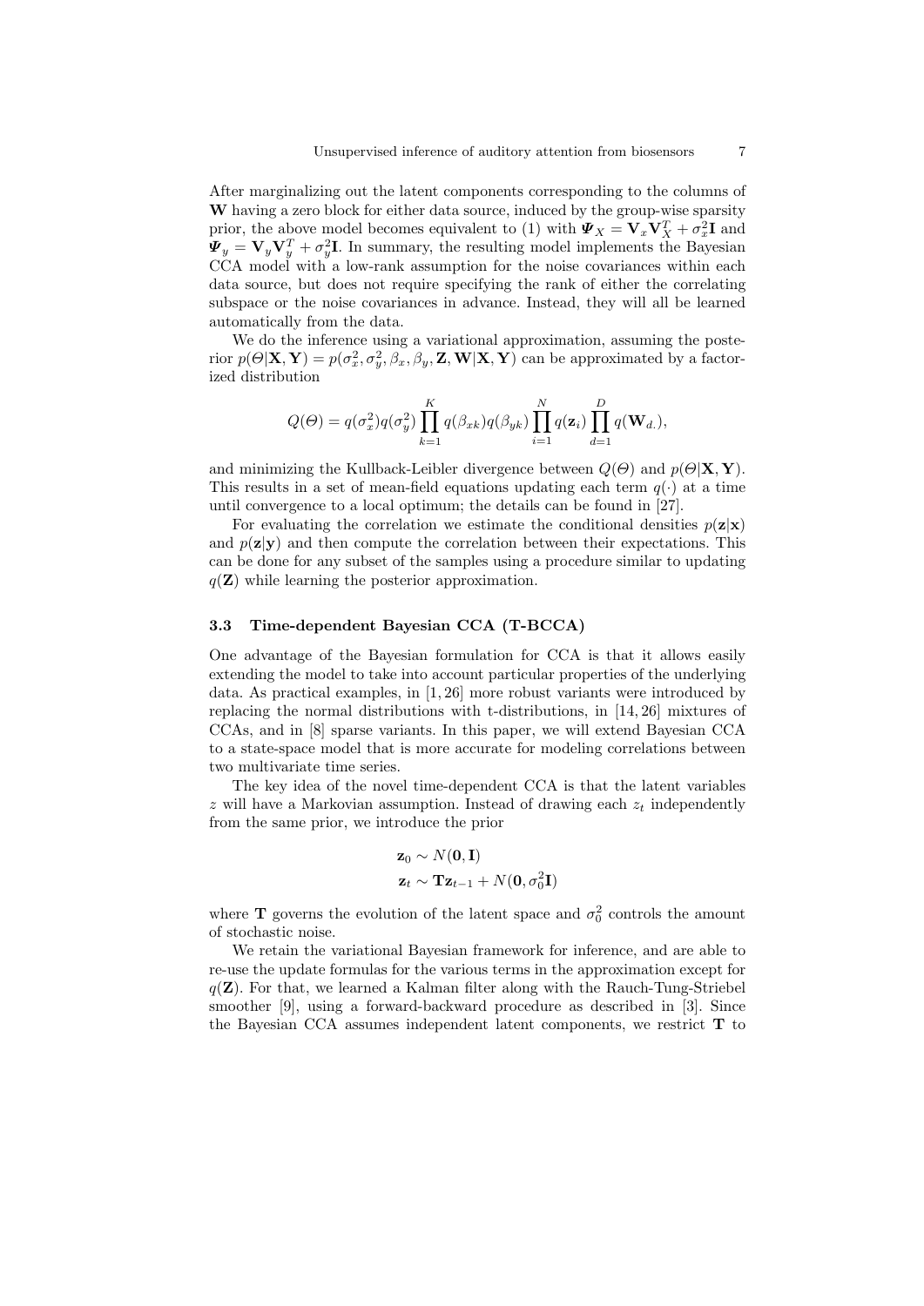After marginalizing out the latent components corresponding to the columns of $\mathbf{W}$ having a zero block for either data source, induced by the group-wise sparsity prior, the above model becomes equivalent to (1) with $\boldsymbol{\Psi}_X = \mathbf{V}_x \mathbf{V}_X^T + \sigma_x^2 \mathbf{I}$ and $\boldsymbol{\Psi}_y = \mathbf{V}_y \mathbf{V}_y^T + \sigma_y^2 \mathbf{I}$. In summary, the resulting model implements the Bayesian CCA model with a low-rank assumption for the noise covariances within each data source, but does not require specifying the rank of either the correlating subspace or the noise covariances in advance. Instead, they will all be learned automatically from the data.

We do the inference using a variational approximation, assuming the posterior $p(\Theta|\mathbf{X}, \mathbf{Y}) = p(\sigma_x^2, \sigma_y^2, \beta_x, \beta_y, \mathbf{Z}, \mathbf{W}|\mathbf{X}, \mathbf{Y})$ can be approximated by a factorized distribution

$$Q(\Theta) = q(\sigma_x^2) q(\sigma_y^2) \prod_{k=1}^{K} q(\beta_{xk}) q(\beta_{yk}) \prod_{i=1}^{N} q(\mathbf{z}_i) \prod_{d=1}^{D} q(\mathbf{W}_{d.}),$$

and minimizing the Kullback-Leibler divergence between $Q(\Theta)$ and $p(\Theta|\mathbf{X}, \mathbf{Y})$. This results in a set of mean-field equations updating each term $q(\cdot)$ at a time until convergence to a local optimum; the details can be found in [27].

For evaluating the correlation we estimate the conditional densities $p(\mathbf{z}|\mathbf{x})$ and $p(\mathbf{z}|\mathbf{y})$ and then compute the correlation between their expectations. This can be done for any subset of the samples using a procedure similar to updating $q(\mathbf{Z})$ while learning the posterior approximation.

### 3.3 Time-dependent Bayesian CCA (T-BCCA)

One advantage of the Bayesian formulation for CCA is that it allows easily extending the model to take into account particular properties of the underlying data. As practical examples, in [1, 26] more robust variants were introduced by replacing the normal distributions with t-distributions, in [14, 26] mixtures of CCAs, and in [8] sparse variants. In this paper, we will extend Bayesian CCA to a state-space model that is more accurate for modeling correlations between two multivariate time series.

The key idea of the novel time-dependent CCA is that the latent variables $z$ will have a Markovian assumption. Instead of drawing each $z_t$ independently from the same prior, we introduce the prior

$$\mathbf{z}_0 \sim N(\mathbf{0}, \mathbf{I})$$
$$\mathbf{z}_t \sim \mathbf{T}\mathbf{z}_{t-1} + N(\mathbf{0}, \sigma_0^2 \mathbf{I})$$

where $\mathbf{T}$ governs the evolution of the latent space and $\sigma_0^2$ controls the amount of stochastic noise.

We retain the variational Bayesian framework for inference, and are able to re-use the update formulas for the various terms in the approximation except for $q(\mathbf{Z})$. For that, we learned a Kalman filter along with the Rauch-Tung-Striebel smoother [9], using a forward-backward procedure as described in [3]. Since the Bayesian CCA assumes independent latent components, we restrict $\mathbf{T}$ to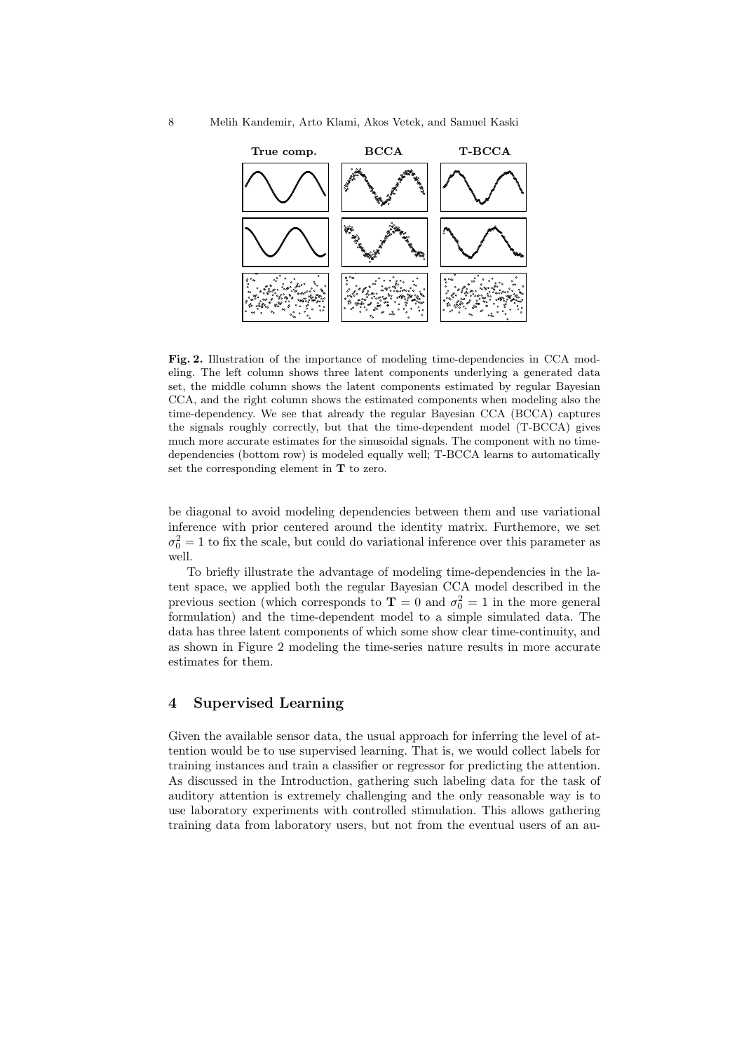**Fig. 2.** Illustration of the importance of modeling time-dependencies in CCA modeling. The left column shows three latent components underlying a generated data set, the middle column shows the latent components estimated by regular Bayesian CCA, and the right column shows the estimated components when modeling also the time-dependency. We see that already the regular Bayesian CCA (BCCA) captures the signals roughly correctly, but that the time-dependent model (T-BCCA) gives much more accurate estimates for the sinusoidal signals. The component with no time-dependencies (bottom row) is modeled equally well; T-BCCA learns to automatically set the corresponding element in $\mathbf{T}$ to zero.

be diagonal to avoid modeling dependencies between them and use variational inference with prior centered around the identity matrix. Furthemore, we set $\sigma_0^2 = 1$ to fix the scale, but could do variational inference over this parameter as well.

To briefly illustrate the advantage of modeling time-dependencies in the latent space, we applied both the regular Bayesian CCA model described in the previous section (which corresponds to $\mathbf{T} = 0$ and $\sigma_0^2 = 1$ in the more general formulation) and the time-dependent model to a simple simulated data. The data has three latent components of which some show clear time-continuity, and as shown in Figure 2 modeling the time-series nature results in more accurate estimates for them.

## 4 Supervised Learning

Given the available sensor data, the usual approach for inferring the level of attention would be to use supervised learning. That is, we would collect labels for training instances and train a classifier or regressor for predicting the attention. As discussed in the Introduction, gathering such labeling data for the task of auditory attention is extremely challenging and the only reasonable way is to use laboratory experiments with controlled stimulation. This allows gathering training data from laboratory users, but not from the eventual users of an au-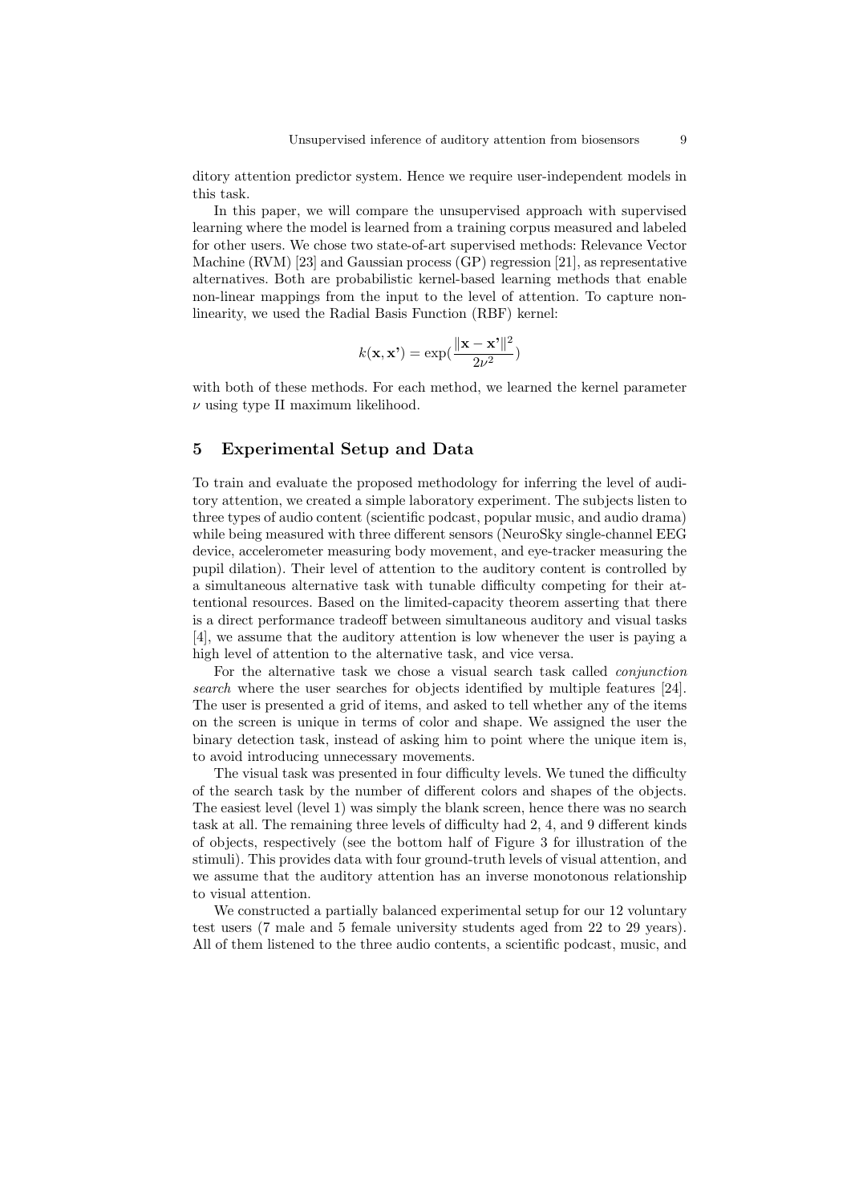ditory attention predictor system. Hence we require user-independent models in this task.

In this paper, we will compare the unsupervised approach with supervised learning where the model is learned from a training corpus measured and labeled for other users. We chose two state-of-art supervised methods: Relevance Vector Machine (RVM) [23] and Gaussian process (GP) regression [21], as representative alternatives. Both are probabilistic kernel-based learning methods that enable non-linear mappings from the input to the level of attention. To capture non-linearity, we used the Radial Basis Function (RBF) kernel:

$$k(\mathbf{x}, \mathbf{x'}) = \exp(\frac{\|\mathbf{x} - \mathbf{x'}\|^2}{2\nu^2})$$

with both of these methods. For each method, we learned the kernel parameter $\nu$ using type II maximum likelihood.

## 5 Experimental Setup and Data

To train and evaluate the proposed methodology for inferring the level of auditory attention, we created a simple laboratory experiment. The subjects listen to three types of audio content (scientific podcast, popular music, and audio drama) while being measured with three different sensors (NeuroSky single-channel EEG device, accelerometer measuring body movement, and eye-tracker measuring the pupil dilation). Their level of attention to the auditory content is controlled by a simultaneous alternative task with tunable difficulty competing for their attentional resources. Based on the limited-capacity theorem asserting that there is a direct performance tradeoff between simultaneous auditory and visual tasks [4], we assume that the auditory attention is low whenever the user is paying a high level of attention to the alternative task, and vice versa.

For the alternative task we chose a visual search task called *conjunction search* where the user searches for objects identified by multiple features [24]. The user is presented a grid of items, and asked to tell whether any of the items on the screen is unique in terms of color and shape. We assigned the user the binary detection task, instead of asking him to point where the unique item is, to avoid introducing unnecessary movements.

The visual task was presented in four difficulty levels. We tuned the difficulty of the search task by the number of different colors and shapes of the objects. The easiest level (level 1) was simply the blank screen, hence there was no search task at all. The remaining three levels of difficulty had 2, 4, and 9 different kinds of objects, respectively (see the bottom half of Figure 3 for illustration of the stimuli). This provides data with four ground-truth levels of visual attention, and we assume that the auditory attention has an inverse monotonous relationship to visual attention.

We constructed a partially balanced experimental setup for our 12 voluntary test users (7 male and 5 female university students aged from 22 to 29 years). All of them listened to the three audio contents, a scientific podcast, music, and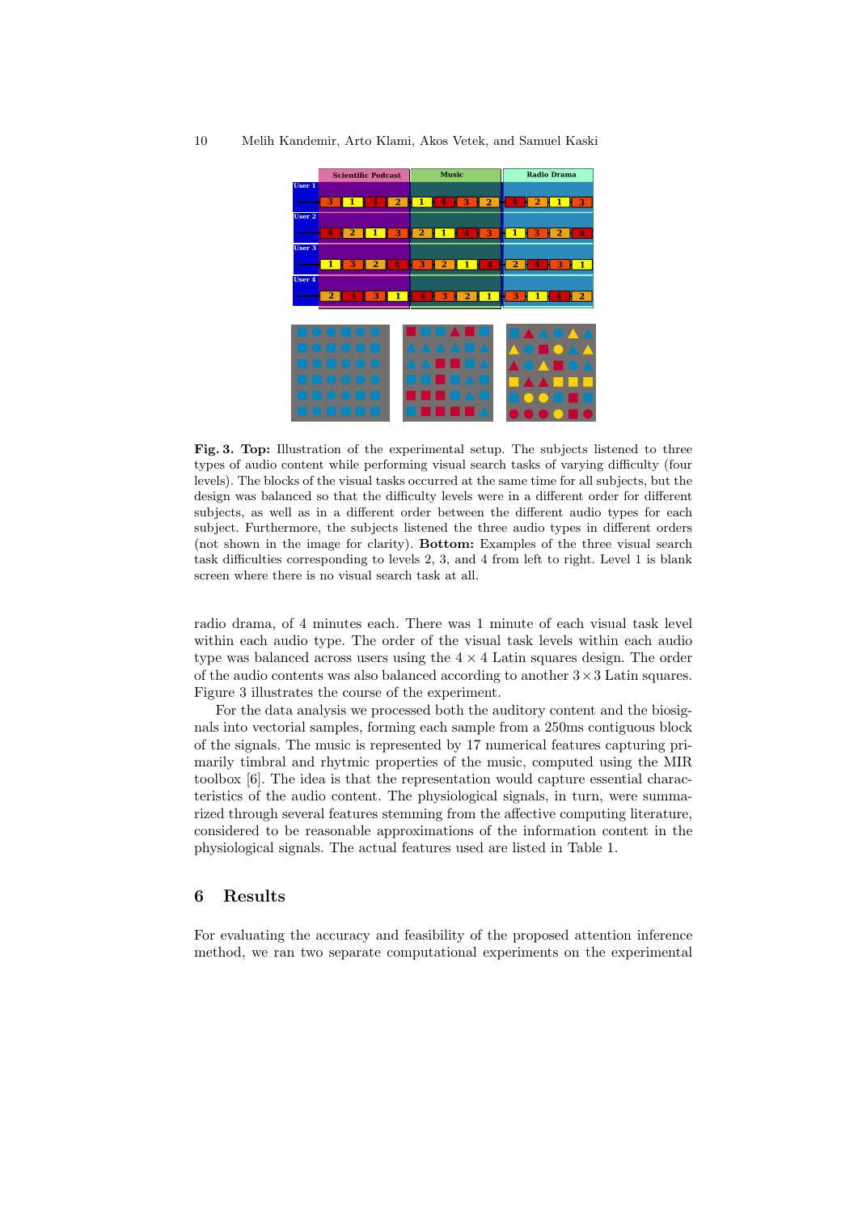**Fig. 3. Top:** Illustration of the experimental setup. The subjects listened to three types of audio content while performing visual search tasks of varying difficulty (four levels). The blocks of the visual tasks occurred at the same time for all subjects, but the design was balanced so that the difficulty levels were in a different order for different subjects, as well as in a different order between the different audio types for each subject. Furthermore, the subjects listened the three audio types in different orders (not shown in the image for clarity). **Bottom:** Examples of the three visual search task difficulties corresponding to levels 2, 3, and 4 from left to right. Level 1 is blank screen where there is no visual search task at all.

radio drama, of 4 minutes each. There was 1 minute of each visual task level within each audio type. The order of the visual task levels within each audio type was balanced across users using the $4 \times 4$ Latin squares design. The order of the audio contents was also balanced according to another $3 \times 3$ Latin squares. Figure 3 illustrates the course of the experiment.

For the data analysis we processed both the auditory content and the biosignals into vectorial samples, forming each sample from a 250ms contiguous block of the signals. The music is represented by 17 numerical features capturing primarily timbral and rhytmic properties of the music, computed using the MIR toolbox [6]. The idea is that the representation would capture essential characteristics of the audio content. The physiological signals, in turn, were summarized through several features stemming from the affective computing literature, considered to be reasonable approximations of the information content in the physiological signals. The actual features used are listed in Table 1.

## 6 Results

For evaluating the accuracy and feasibility of the proposed attention inference method, we ran two separate computational experiments on the experimental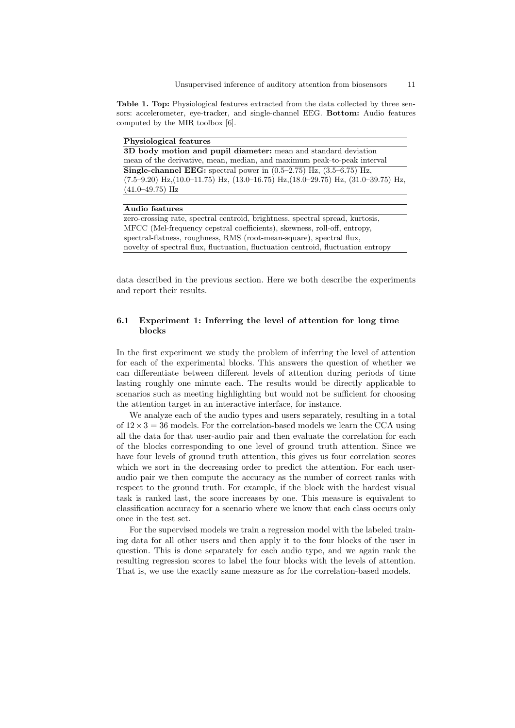**Table 1. Top:** Physiological features extracted from the data collected by three sensors: accelerometer, eye-tracker, and single-channel EEG. **Bottom:** Audio features computed by the MIR toolbox [6].

| **Physiological features** |
|---|
| **3D body motion and pupil diameter:** mean and standard deviation mean of the derivative, mean, median, and maximum peak-to-peak interval |
| **Single-channel EEG:** spectral power in (0.5–2.75) Hz, (3.5–6.75) Hz, (7.5–9.20) Hz,(10.0–11.75) Hz, (13.0–16.75) Hz,(18.0–29.75) Hz, (31.0–39.75) Hz, (41.0–49.75) Hz |

| **Audio features** |
|---|
| zero-crossing rate, spectral centroid, brightness, spectral spread, kurtosis, MFCC (Mel-frequency cepstral coefficients), skewness, roll-off, entropy, spectral-flatness, roughness, RMS (root-mean-square), spectral flux, novelty of spectral flux, fluctuation, fluctuation centroid, fluctuation entropy |

data described in the previous section. Here we both describe the experiments and report their results.

### 6.1 Experiment 1: Inferring the level of attention for long time blocks

In the first experiment we study the problem of inferring the level of attention for each of the experimental blocks. This answers the question of whether we can differentiate between different levels of attention during periods of time lasting roughly one minute each. The results would be directly applicable to scenarios such as meeting highlighting but would not be sufficient for choosing the attention target in an interactive interface, for instance.

We analyze each of the audio types and users separately, resulting in a total of $12 \times 3 = 36$ models. For the correlation-based models we learn the CCA using all the data for that user-audio pair and then evaluate the correlation for each of the blocks corresponding to one level of ground truth attention. Since we have four levels of ground truth attention, this gives us four correlation scores which we sort in the decreasing order to predict the attention. For each user-audio pair we then compute the accuracy as the number of correct ranks with respect to the ground truth. For example, if the block with the hardest visual task is ranked last, the score increases by one. This measure is equivalent to classification accuracy for a scenario where we know that each class occurs only once in the test set.

For the supervised models we train a regression model with the labeled training data for all other users and then apply it to the four blocks of the user in question. This is done separately for each audio type, and we again rank the resulting regression scores to label the four blocks with the levels of attention. That is, we use the exactly same measure as for the correlation-based models.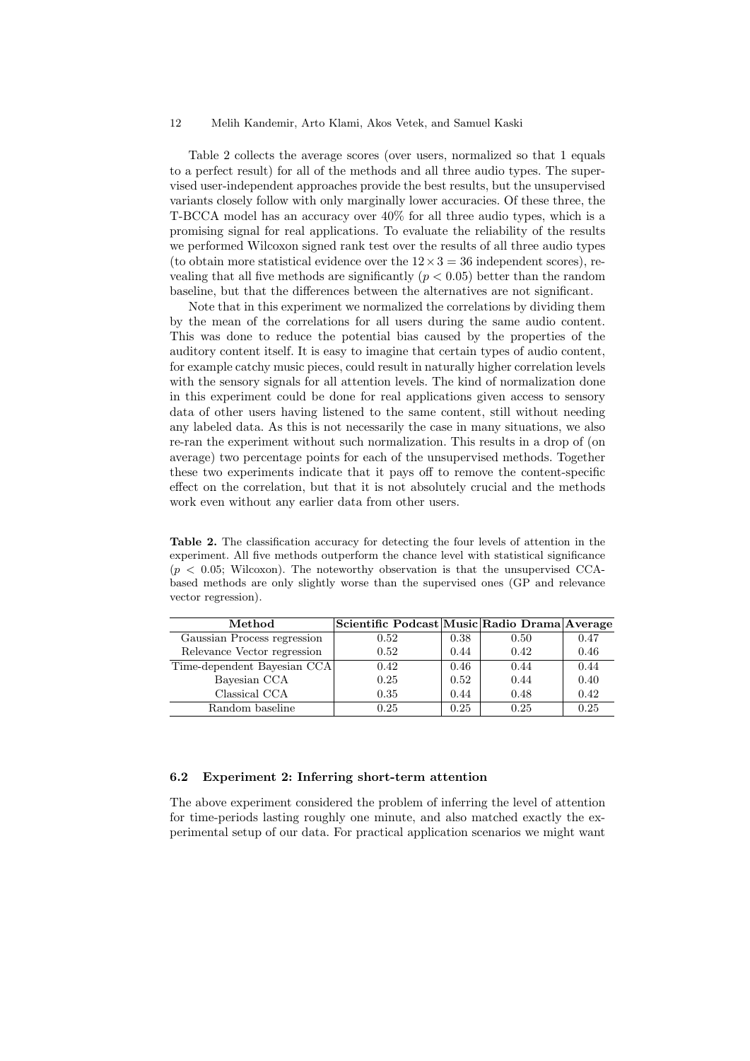Table 2 collects the average scores (over users, normalized so that 1 equals to a perfect result) for all of the methods and all three audio types. The supervised user-independent approaches provide the best results, but the unsupervised variants closely follow with only marginally lower accuracies. Of these three, the T-BCCA model has an accuracy over 40% for all three audio types, which is a promising signal for real applications. To evaluate the reliability of the results we performed Wilcoxon signed rank test over the results of all three audio types (to obtain more statistical evidence over the $12 \times 3 = 36$ independent scores), revealing that all five methods are significantly ($p < 0.05$) better than the random baseline, but that the differences between the alternatives are not significant.

Note that in this experiment we normalized the correlations by dividing them by the mean of the correlations for all users during the same audio content. This was done to reduce the potential bias caused by the properties of the auditory content itself. It is easy to imagine that certain types of audio content, for example catchy music pieces, could result in naturally higher correlation levels with the sensory signals for all attention levels. The kind of normalization done in this experiment could be done for real applications given access to sensory data of other users having listened to the same content, still without needing any labeled data. As this is not necessarily the case in many situations, we also re-ran the experiment without such normalization. This results in a drop of (on average) two percentage points for each of the unsupervised methods. Together these two experiments indicate that it pays off to remove the content-specific effect on the correlation, but that it is not absolutely crucial and the methods work even without any earlier data from other users.

**Table 2.** The classification accuracy for detecting the four levels of attention in the experiment. All five methods outperform the chance level with statistical significance ($p < 0.05$; Wilcoxon). The noteworthy observation is that the unsupervised CCA-based methods are only slightly worse than the supervised ones (GP and relevance vector regression).

| Method | Scientific Podcast | Music | Radio Drama | Average |
|---|---|---|---|---|
| Gaussian Process regression | 0.52 | 0.38 | 0.50 | 0.47 |
| Relevance Vector regression | 0.52 | 0.44 | 0.42 | 0.46 |
| Time-dependent Bayesian CCA | 0.42 | 0.46 | 0.44 | 0.44 |
| Bayesian CCA | 0.25 | 0.52 | 0.44 | 0.40 |
| Classical CCA | 0.35 | 0.44 | 0.48 | 0.42 |
| Random baseline | 0.25 | 0.25 | 0.25 | 0.25 |

### 6.2 Experiment 2: Inferring short-term attention

The above experiment considered the problem of inferring the level of attention for time-periods lasting roughly one minute, and also matched exactly the experimental setup of our data. For practical application scenarios we might want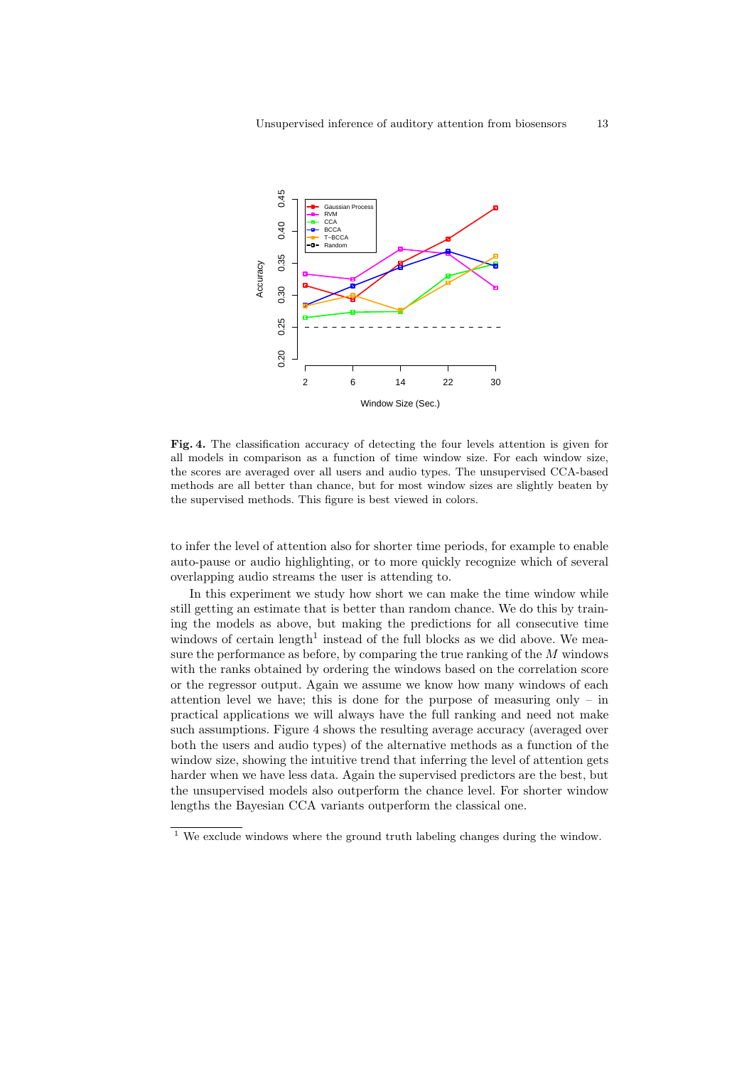**Fig. 4.** The classification accuracy of detecting the four levels attention is given for all models in comparison as a function of time window size. For each window size, the scores are averaged over all users and audio types. The unsupervised CCA-based methods are all better than chance, but for most window sizes are slightly beaten by the supervised methods. This figure is best viewed in colors.

to infer the level of attention also for shorter time periods, for example to enable auto-pause or audio highlighting, or to more quickly recognize which of several overlapping audio streams the user is attending to.

In this experiment we study how short we can make the time window while still getting an estimate that is better than random chance. We do this by training the models as above, but making the predictions for all consecutive time windows of certain length[1] instead of the full blocks as we did above. We measure the performance as before, by comparing the true ranking of the $M$ windows with the ranks obtained by ordering the windows based on the correlation score or the regressor output. Again we assume we know how many windows of each attention level we have; this is done for the purpose of measuring only – in practical applications we will always have the full ranking and need not make such assumptions. Figure 4 shows the resulting average accuracy (averaged over both the users and audio types) of the alternative methods as a function of the window size, showing the intuitive trend that inferring the level of attention gets harder when we have less data. Again the supervised predictors are the best, but the unsupervised models also outperform the chance level. For shorter window lengths the Bayesian CCA variants outperform the classical one.

[1] We exclude windows where the ground truth labeling changes during the window.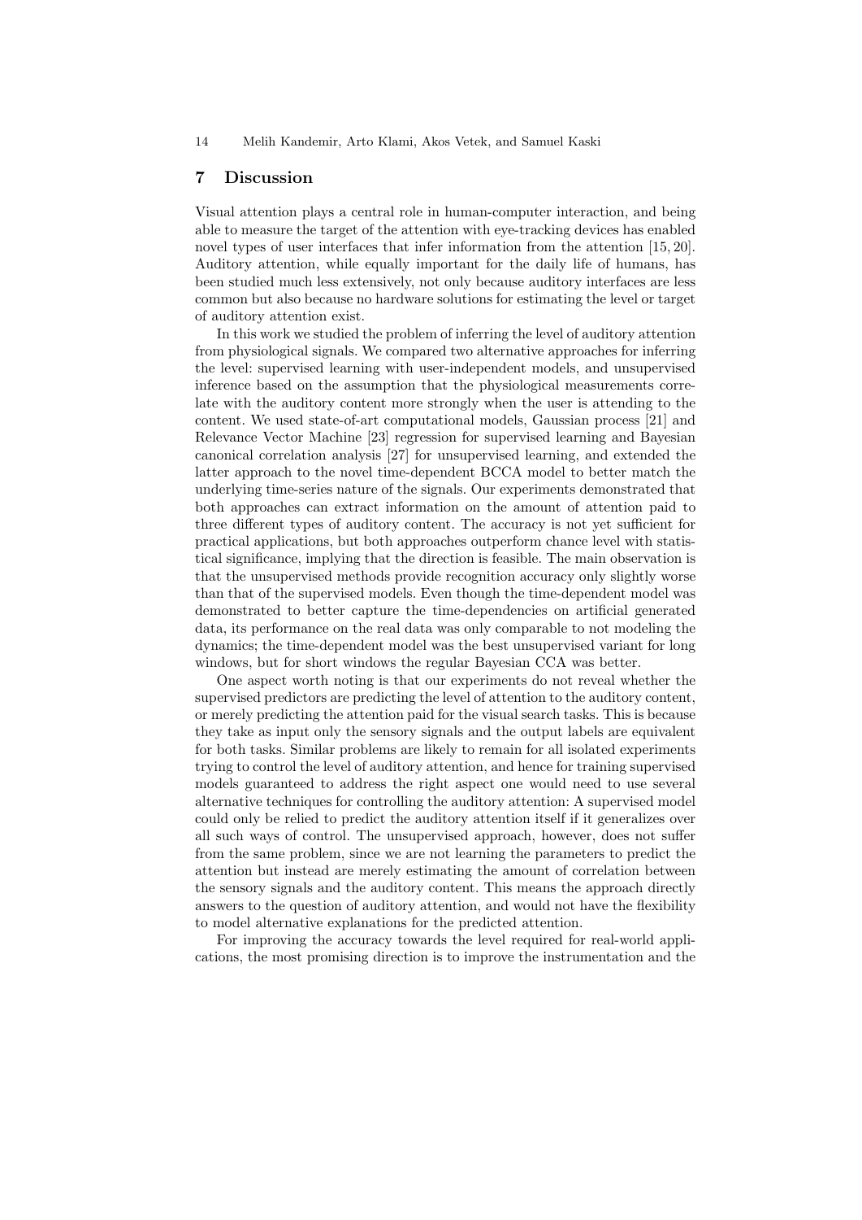## 7 Discussion

Visual attention plays a central role in human-computer interaction, and being able to measure the target of the attention with eye-tracking devices has enabled novel types of user interfaces that infer information from the attention [15, 20]. Auditory attention, while equally important for the daily life of humans, has been studied much less extensively, not only because auditory interfaces are less common but also because no hardware solutions for estimating the level or target of auditory attention exist.

In this work we studied the problem of inferring the level of auditory attention from physiological signals. We compared two alternative approaches for inferring the level: supervised learning with user-independent models, and unsupervised inference based on the assumption that the physiological measurements correlate with the auditory content more strongly when the user is attending to the content. We used state-of-art computational models, Gaussian process [21] and Relevance Vector Machine [23] regression for supervised learning and Bayesian canonical correlation analysis [27] for unsupervised learning, and extended the latter approach to the novel time-dependent BCCA model to better match the underlying time-series nature of the signals. Our experiments demonstrated that both approaches can extract information on the amount of attention paid to three different types of auditory content. The accuracy is not yet sufficient for practical applications, but both approaches outperform chance level with statistical significance, implying that the direction is feasible. The main observation is that the unsupervised methods provide recognition accuracy only slightly worse than that of the supervised models. Even though the time-dependent model was demonstrated to better capture the time-dependencies on artificial generated data, its performance on the real data was only comparable to not modeling the dynamics; the time-dependent model was the best unsupervised variant for long windows, but for short windows the regular Bayesian CCA was better.

One aspect worth noting is that our experiments do not reveal whether the supervised predictors are predicting the level of attention to the auditory content, or merely predicting the attention paid for the visual search tasks. This is because they take as input only the sensory signals and the output labels are equivalent for both tasks. Similar problems are likely to remain for all isolated experiments trying to control the level of auditory attention, and hence for training supervised models guaranteed to address the right aspect one would need to use several alternative techniques for controlling the auditory attention: A supervised model could only be relied to predict the auditory attention itself if it generalizes over all such ways of control. The unsupervised approach, however, does not suffer from the same problem, since we are not learning the parameters to predict the attention but instead are merely estimating the amount of correlation between the sensory signals and the auditory content. This means the approach directly answers to the question of auditory attention, and would not have the flexibility to model alternative explanations for the predicted attention.

For improving the accuracy towards the level required for real-world applications, the most promising direction is to improve the instrumentation and the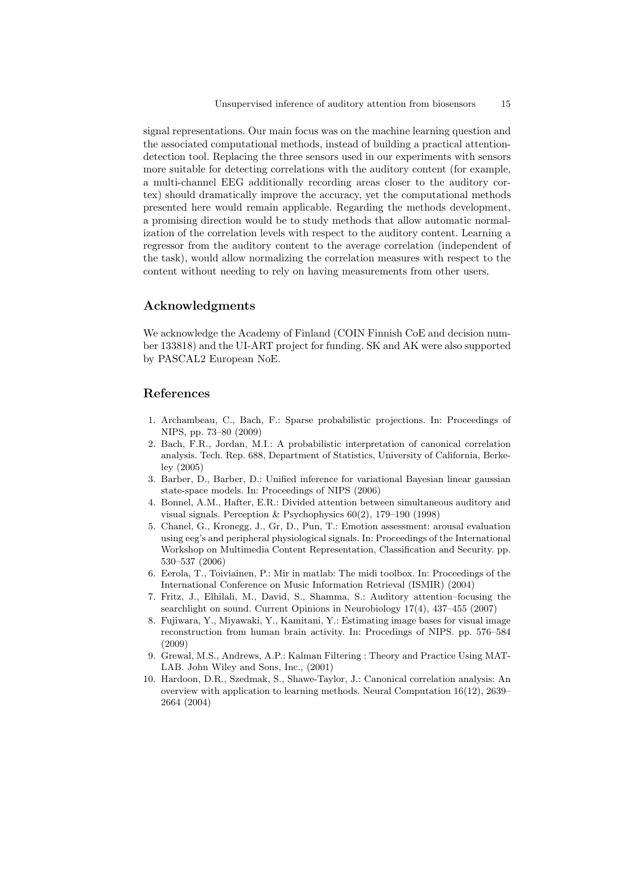signal representations. Our main focus was on the machine learning question and the associated computational methods, instead of building a practical attention-detection tool. Replacing the three sensors used in our experiments with sensors more suitable for detecting correlations with the auditory content (for example, a multi-channel EEG additionally recording areas closer to the auditory cortex) should dramatically improve the accuracy, yet the computational methods presented here would remain applicable. Regarding the methods development, a promising direction would be to study methods that allow automatic normalization of the correlation levels with respect to the auditory content. Learning a regressor from the auditory content to the average correlation (independent of the task), would allow normalizing the correlation measures with respect to the content without needing to rely on having measurements from other users.

## Acknowledgments

We acknowledge the Academy of Finland (COIN Finnish CoE and decision number 133818) and the UI-ART project for funding. SK and AK were also supported by PASCAL2 European NoE.

## References

1. Archambeau, C., Bach, F.: Sparse probabilistic projections. In: Proceedings of NIPS, pp. 73–80 (2009)
2. Bach, F.R., Jordan, M.I.: A probabilistic interpretation of canonical correlation analysis. Tech. Rep. 688, Department of Statistics, University of California, Berkeley (2005)
3. Barber, D., Barber, D.: Unified inference for variational Bayesian linear gaussian state-space models. In: Proceedings of NIPS (2006)
4. Bonnel, A.M., Hafter, E.R.: Divided attention between simultaneous auditory and visual signals. Perception & Psychophysics 60(2), 179–190 (1998)
5. Chanel, G., Kronegg, J., Gr, D., Pun, T.: Emotion assessment: arousal evaluation using eeg's and peripheral physiological signals. In: Proceedings of the International Workshop on Multimedia Content Representation, Classification and Security. pp. 530–537 (2006)
6. Eerola, T., Toiviainen, P.: Mir in matlab: The midi toolbox. In: Proceedings of the International Conference on Music Information Retrieval (ISMIR) (2004)
7. Fritz, J., Elhilali, M., David, S., Shamma, S.: Auditory attention–focusing the searchlight on sound. Current Opinions in Neurobiology 17(4), 437–455 (2007)
8. Fujiwara, Y., Miyawaki, Y., Kamitani, Y.: Estimating image bases for visual image reconstruction from human brain activity. In: Procedings of NIPS. pp. 576–584 (2009)
9. Grewal, M.S., Andrews, A.P.: Kalman Filtering : Theory and Practice Using MATLAB. John Wiley and Sons, Inc., (2001)
10. Hardoon, D.R., Szedmak, S., Shawe-Taylor, J.: Canonical correlation analysis: An overview with application to learning methods. Neural Computation 16(12), 2639–2664 (2004)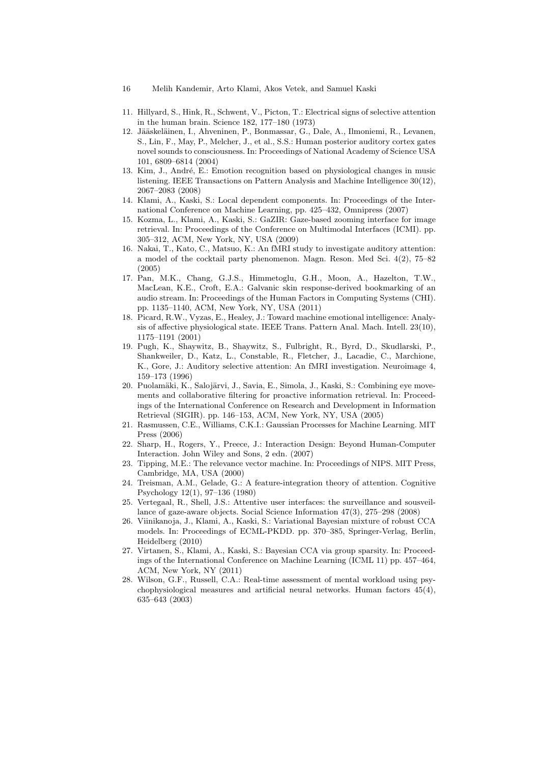11. Hillyard, S., Hink, R., Schwent, V., Picton, T.: Electrical signs of selective attention in the human brain. Science 182, 177–180 (1973)
12. Jääskeläinen, I., Ahveninen, P., Bonmassar, G., Dale, A., Ilmoniemi, R., Levanen, S., Lin, F., May, P., Melcher, J., et al., S.S.: Human posterior auditory cortex gates novel sounds to consciousness. In: Proceedings of National Academy of Science USA 101, 6809–6814 (2004)
13. Kim, J., André, E.: Emotion recognition based on physiological changes in music listening. IEEE Transactions on Pattern Analysis and Machine Intelligence 30(12), 2067–2083 (2008)
14. Klami, A., Kaski, S.: Local dependent components. In: Proceedings of the International Conference on Machine Learning, pp. 425–432, Omnipress (2007)
15. Kozma, L., Klami, A., Kaski, S.: GaZIR: Gaze-based zooming interface for image retrieval. In: Proceedings of the Conference on Multimodal Interfaces (ICMI). pp. 305–312, ACM, New York, NY, USA (2009)
16. Nakai, T., Kato, C., Matsuo, K.: An fMRI study to investigate auditory attention: a model of the cocktail party phenomenon. Magn. Reson. Med Sci. 4(2), 75–82 (2005)
17. Pan, M.K., Chang, G.J.S., Himmetoglu, G.H., Moon, A., Hazelton, T.W., MacLean, K.E., Croft, E.A.: Galvanic skin response-derived bookmarking of an audio stream. In: Proceedings of the Human Factors in Computing Systems (CHI). pp. 1135–1140, ACM, New York, NY, USA (2011)
18. Picard, R.W., Vyzas, E., Healey, J.: Toward machine emotional intelligence: Analysis of affective physiological state. IEEE Trans. Pattern Anal. Mach. Intell. 23(10), 1175–1191 (2001)
19. Pugh, K., Shaywitz, B., Shaywitz, S., Fulbright, R., Byrd, D., Skudlarski, P., Shankweiler, D., Katz, L., Constable, R., Fletcher, J., Lacadie, C., Marchione, K., Gore, J.: Auditory selective attention: An fMRI investigation. Neuroimage 4, 159–173 (1996)
20. Puolamäki, K., Salojärvi, J., Savia, E., Simola, J., Kaski, S.: Combining eye movements and collaborative filtering for proactive information retrieval. In: Proceedings of the International Conference on Research and Development in Information Retrieval (SIGIR). pp. 146–153, ACM, New York, NY, USA (2005)
21. Rasmussen, C.E., Williams, C.K.I.: Gaussian Processes for Machine Learning. MIT Press (2006)
22. Sharp, H., Rogers, Y., Preece, J.: Interaction Design: Beyond Human-Computer Interaction. John Wiley and Sons, 2 edn. (2007)
23. Tipping, M.E.: The relevance vector machine. In: Proceedings of NIPS. MIT Press, Cambridge, MA, USA (2000)
24. Treisman, A.M., Gelade, G.: A feature-integration theory of attention. Cognitive Psychology 12(1), 97–136 (1980)
25. Vertegaal, R., Shell, J.S.: Attentive user interfaces: the surveillance and sousveillance of gaze-aware objects. Social Science Information 47(3), 275–298 (2008)
26. Viinikanoja, J., Klami, A., Kaski, S.: Variational Bayesian mixture of robust CCA models. In: Proceedings of ECML-PKDD. pp. 370–385, Springer-Verlag, Berlin, Heidelberg (2010)
27. Virtanen, S., Klami, A., Kaski, S.: Bayesian CCA via group sparsity. In: Proceedings of the International Conference on Machine Learning (ICML 11) pp. 457–464, ACM, New York, NY (2011)
28. Wilson, G.F., Russell, C.A.: Real-time assessment of mental workload using psychophysiological measures and artificial neural networks. Human factors 45(4), 635–643 (2003)